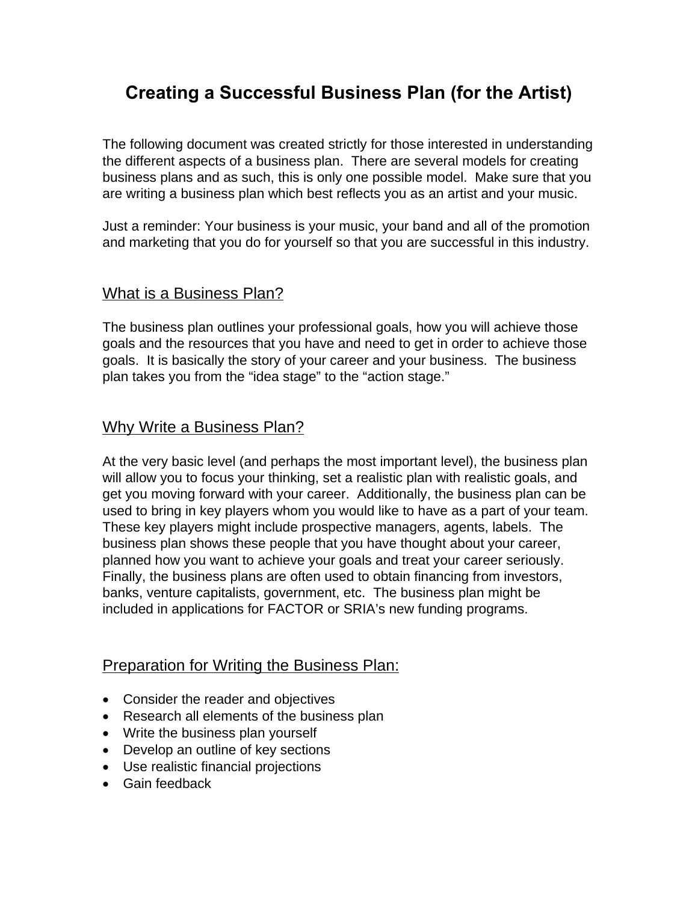# Creating a Successful Business Plan (for the Artist)

The following document was created strictly for those interested in understanding the different aspects of a business plan. There are several models for creating business plans and as such, this is only one possible model. Make sure that you are writing a business plan which best reflects you as an artist and your music.

Just a reminder: Your business is your music, your band and all of the promotion and marketing that you do for yourself so that you are successful in this industry.

## What is a Business Plan?

The business plan outlines your professional goals, how you will achieve those goals and the resources that you have and need to get in order to achieve those goals. It is basically the story of your career and your business. The business plan takes you from the "idea stage" to the "action stage."

## Why Write a Business Plan?

At the very basic level (and perhaps the most important level), the business plan will allow you to focus your thinking, set a realistic plan with realistic goals, and get you moving forward with your career. Additionally, the business plan can be used to bring in key players whom you would like to have as a part of your team. These key players might include prospective managers, agents, labels. The business plan shows these people that you have thought about your career, planned how you want to achieve your goals and treat your career seriously. Finally, the business plans are often used to obtain financing from investors, banks, venture capitalists, government, etc. The business plan might be included in applications for FACTOR or SRIA's new funding programs.

## Preparation for Writing the Business Plan:

- Consider the reader and objectives
- Research all elements of the business plan
- Write the business plan yourself
- Develop an outline of key sections
- Use realistic financial projections
- Gain feedback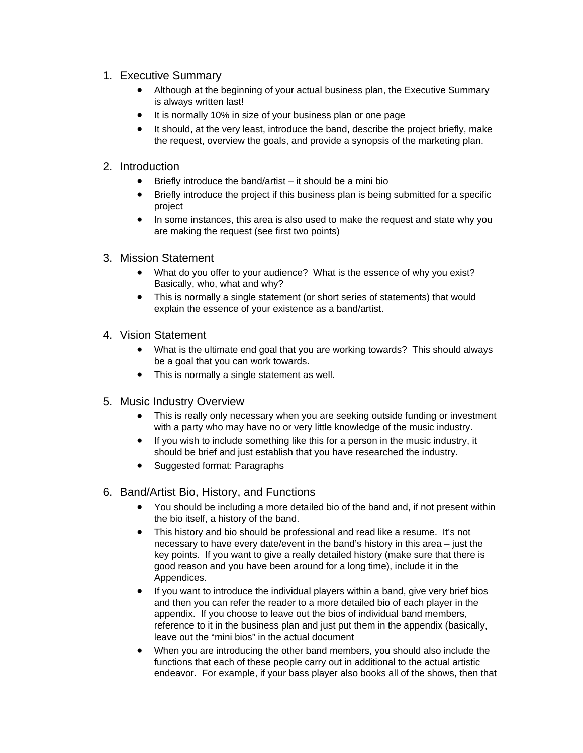1. Executive Summary
    - Although at the beginning of your actual business plan, the Executive Summary is always written last!
    - It is normally 10% in size of your business plan or one page
    - It should, at the very least, introduce the band, describe the project briefly, make the request, overview the goals, and provide a synopsis of the marketing plan.

2. Introduction
    - Briefly introduce the band/artist – it should be a mini bio
    - Briefly introduce the project if this business plan is being submitted for a specific project
    - In some instances, this area is also used to make the request and state why you are making the request (see first two points)

3. Mission Statement
    - What do you offer to your audience? What is the essence of why you exist? Basically, who, what and why?
    - This is normally a single statement (or short series of statements) that would explain the essence of your existence as a band/artist.

4. Vision Statement
    - What is the ultimate end goal that you are working towards? This should always be a goal that you can work towards.
    - This is normally a single statement as well.

5. Music Industry Overview
    - This is really only necessary when you are seeking outside funding or investment with a party who may have no or very little knowledge of the music industry.
    - If you wish to include something like this for a person in the music industry, it should be brief and just establish that you have researched the industry.
    - Suggested format: Paragraphs

6. Band/Artist Bio, History, and Functions
    - You should be including a more detailed bio of the band and, if not present within the bio itself, a history of the band.
    - This history and bio should be professional and read like a resume. It's not necessary to have every date/event in the band's history in this area – just the key points. If you want to give a really detailed history (make sure that there is good reason and you have been around for a long time), include it in the Appendices.
    - If you want to introduce the individual players within a band, give very brief bios and then you can refer the reader to a more detailed bio of each player in the appendix. If you choose to leave out the bios of individual band members, reference to it in the business plan and just put them in the appendix (basically, leave out the "mini bios" in the actual document
    - When you are introducing the other band members, you should also include the functions that each of these people carry out in additional to the actual artistic endeavor. For example, if your bass player also books all of the shows, then that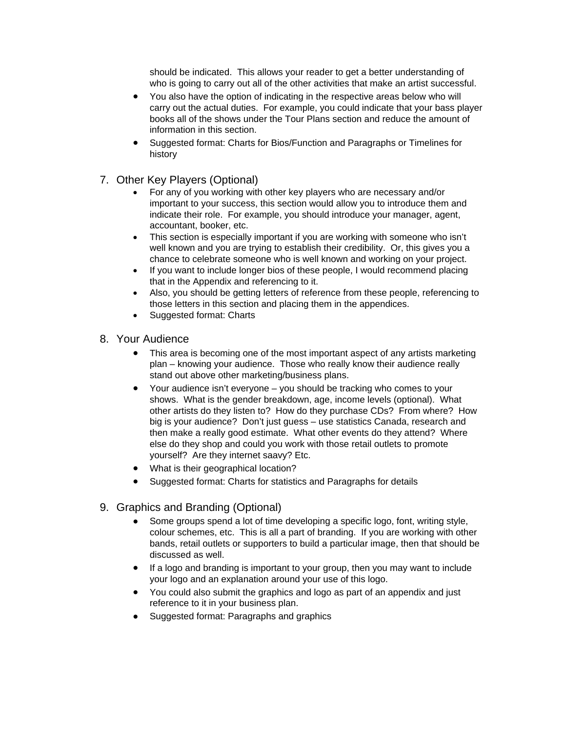should be indicated. This allows your reader to get a better understanding of who is going to carry out all of the other activities that make an artist successful.

- You also have the option of indicating in the respective areas below who will carry out the actual duties. For example, you could indicate that your bass player books all of the shows under the Tour Plans section and reduce the amount of information in this section.
- Suggested format: Charts for Bios/Function and Paragraphs or Timelines for history

7. Other Key Players (Optional)
   - For any of you working with other key players who are necessary and/or important to your success, this section would allow you to introduce them and indicate their role. For example, you should introduce your manager, agent, accountant, booker, etc.
   - This section is especially important if you are working with someone who isn't well known and you are trying to establish their credibility. Or, this gives you a chance to celebrate someone who is well known and working on your project.
   - If you want to include longer bios of these people, I would recommend placing that in the Appendix and referencing to it.
   - Also, you should be getting letters of reference from these people, referencing to those letters in this section and placing them in the appendices.
   - Suggested format: Charts

8. Your Audience
   - This area is becoming one of the most important aspect of any artists marketing plan – knowing your audience. Those who really know their audience really stand out above other marketing/business plans.
   - Your audience isn't everyone – you should be tracking who comes to your shows. What is the gender breakdown, age, income levels (optional). What other artists do they listen to? How do they purchase CDs? From where? How big is your audience? Don't just guess – use statistics Canada, research and then make a really good estimate. What other events do they attend? Where else do they shop and could you work with those retail outlets to promote yourself? Are they internet saavy? Etc.
   - What is their geographical location?
   - Suggested format: Charts for statistics and Paragraphs for details

9. Graphics and Branding (Optional)
   - Some groups spend a lot of time developing a specific logo, font, writing style, colour schemes, etc. This is all a part of branding. If you are working with other bands, retail outlets or supporters to build a particular image, then that should be discussed as well.
   - If a logo and branding is important to your group, then you may want to include your logo and an explanation around your use of this logo.
   - You could also submit the graphics and logo as part of an appendix and just reference to it in your business plan.
   - Suggested format: Paragraphs and graphics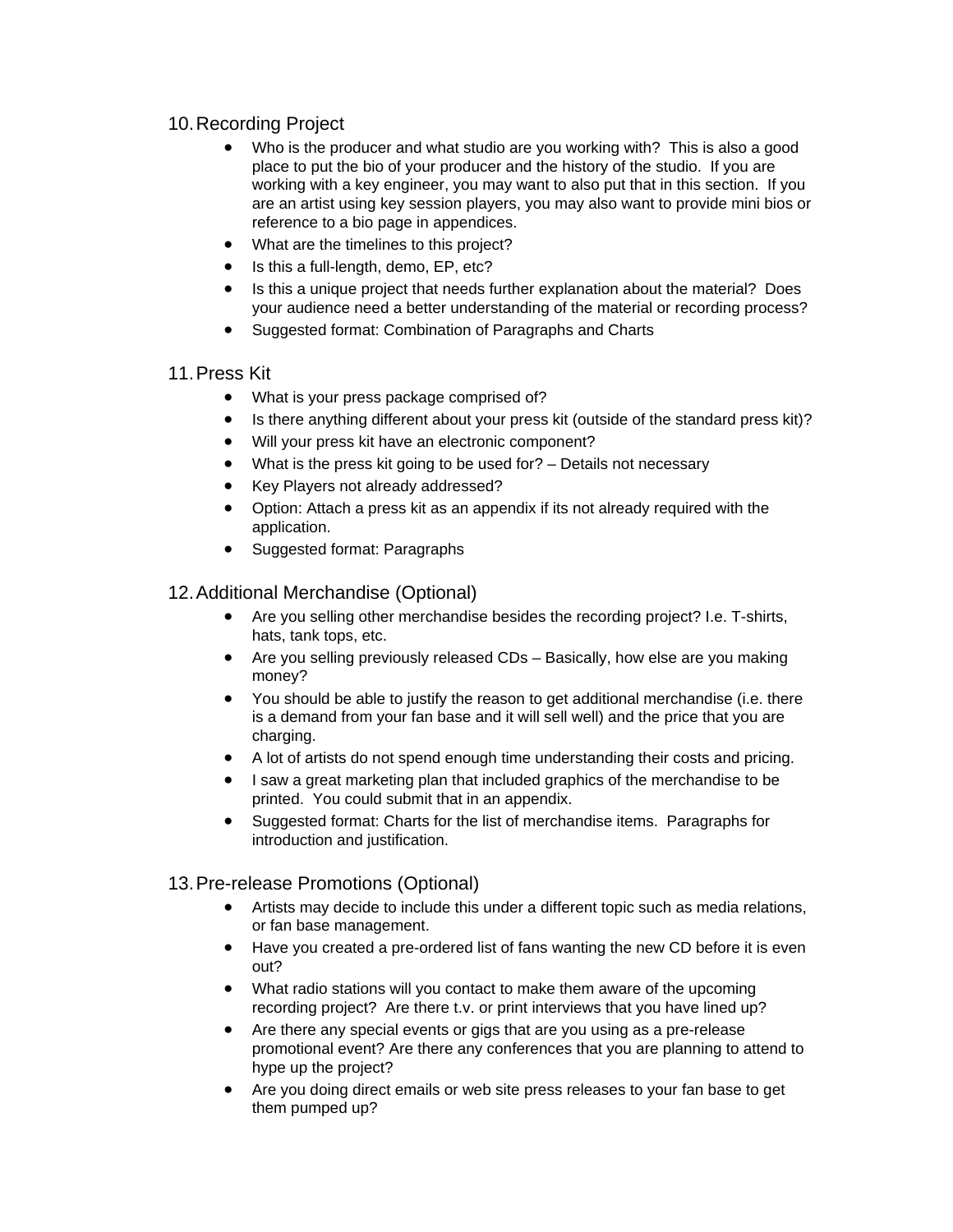10. Recording Project
    - Who is the producer and what studio are you working with?  This is also a good place to put the bio of your producer and the history of the studio.  If you are working with a key engineer, you may want to also put that in this section.  If you are an artist using key session players, you may also want to provide mini bios or reference to a bio page in appendices.
    - What are the timelines to this project?
    - Is this a full-length, demo, EP, etc?
    - Is this a unique project that needs further explanation about the material?  Does your audience need a better understanding of the material or recording process?
    - Suggested format: Combination of Paragraphs and Charts

11. Press Kit
    - What is your press package comprised of?
    - Is there anything different about your press kit (outside of the standard press kit)?
    - Will your press kit have an electronic component?
    - What is the press kit going to be used for? – Details not necessary
    - Key Players not already addressed?
    - Option: Attach a press kit as an appendix if its not already required with the application.
    - Suggested format: Paragraphs

12. Additional Merchandise (Optional)
    - Are you selling other merchandise besides the recording project? I.e. T-shirts, hats, tank tops, etc.
    - Are you selling previously released CDs – Basically, how else are you making money?
    - You should be able to justify the reason to get additional merchandise (i.e. there is a demand from your fan base and it will sell well) and the price that you are charging.
    - A lot of artists do not spend enough time understanding their costs and pricing.
    - I saw a great marketing plan that included graphics of the merchandise to be printed.  You could submit that in an appendix.
    - Suggested format: Charts for the list of merchandise items.  Paragraphs for introduction and justification.

13. Pre-release Promotions (Optional)
    - Artists may decide to include this under a different topic such as media relations, or fan base management.
    - Have you created a pre-ordered list of fans wanting the new CD before it is even out?
    - What radio stations will you contact to make them aware of the upcoming recording project?  Are there t.v. or print interviews that you have lined up?
    - Are there any special events or gigs that are you using as a pre-release promotional event? Are there any conferences that you are planning to attend to hype up the project?
    - Are you doing direct emails or web site press releases to your fan base to get them pumped up?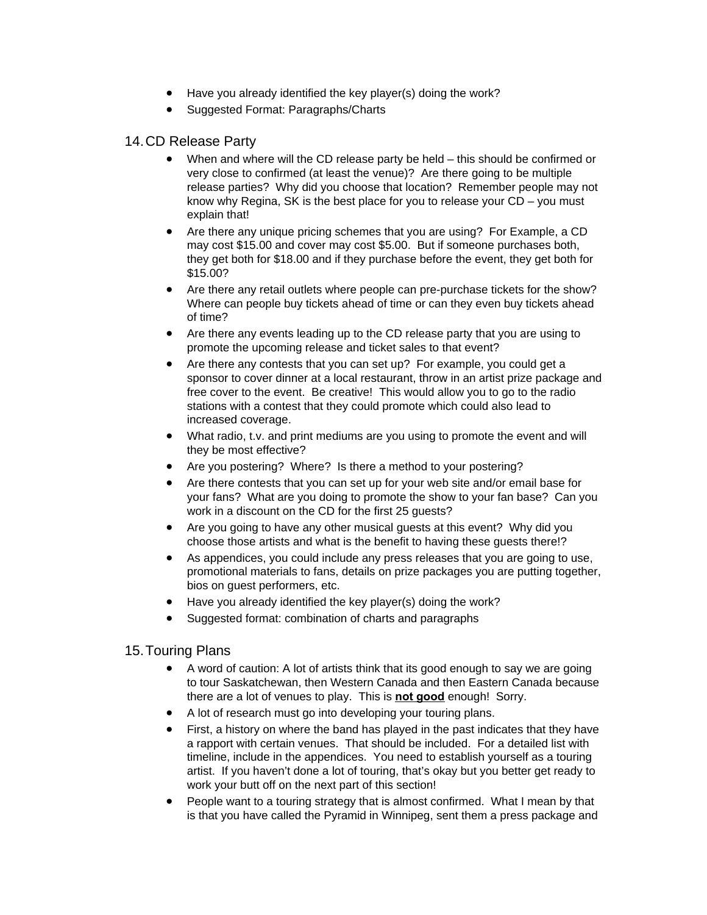- Have you already identified the key player(s) doing the work?
- Suggested Format: Paragraphs/Charts

## 14. CD Release Party

- When and where will the CD release party be held – this should be confirmed or very close to confirmed (at least the venue)? Are there going to be multiple release parties? Why did you choose that location? Remember people may not know why Regina, SK is the best place for you to release your CD – you must explain that!
- Are there any unique pricing schemes that you are using? For Example, a CD may cost $15.00 and cover may cost $5.00. But if someone purchases both, they get both for $18.00 and if they purchase before the event, they get both for $15.00?
- Are there any retail outlets where people can pre-purchase tickets for the show? Where can people buy tickets ahead of time or can they even buy tickets ahead of time?
- Are there any events leading up to the CD release party that you are using to promote the upcoming release and ticket sales to that event?
- Are there any contests that you can set up? For example, you could get a sponsor to cover dinner at a local restaurant, throw in an artist prize package and free cover to the event. Be creative! This would allow you to go to the radio stations with a contest that they could promote which could also lead to increased coverage.
- What radio, t.v. and print mediums are you using to promote the event and will they be most effective?
- Are you postering? Where? Is there a method to your postering?
- Are there contests that you can set up for your web site and/or email base for your fans? What are you doing to promote the show to your fan base? Can you work in a discount on the CD for the first 25 guests?
- Are you going to have any other musical guests at this event? Why did you choose those artists and what is the benefit to having these guests there!?
- As appendices, you could include any press releases that you are going to use, promotional materials to fans, details on prize packages you are putting together, bios on guest performers, etc.
- Have you already identified the key player(s) doing the work?
- Suggested format: combination of charts and paragraphs

## 15. Touring Plans

- A word of caution: A lot of artists think that its good enough to say we are going to tour Saskatchewan, then Western Canada and then Eastern Canada because there are a lot of venues to play. This is <u>**not good**</u> enough! Sorry.
- A lot of research must go into developing your touring plans.
- First, a history on where the band has played in the past indicates that they have a rapport with certain venues. That should be included. For a detailed list with timeline, include in the appendices. You need to establish yourself as a touring artist. If you haven't done a lot of touring, that's okay but you better get ready to work your butt off on the next part of this section!
- People want to a touring strategy that is almost confirmed. What I mean by that is that you have called the Pyramid in Winnipeg, sent them a press package and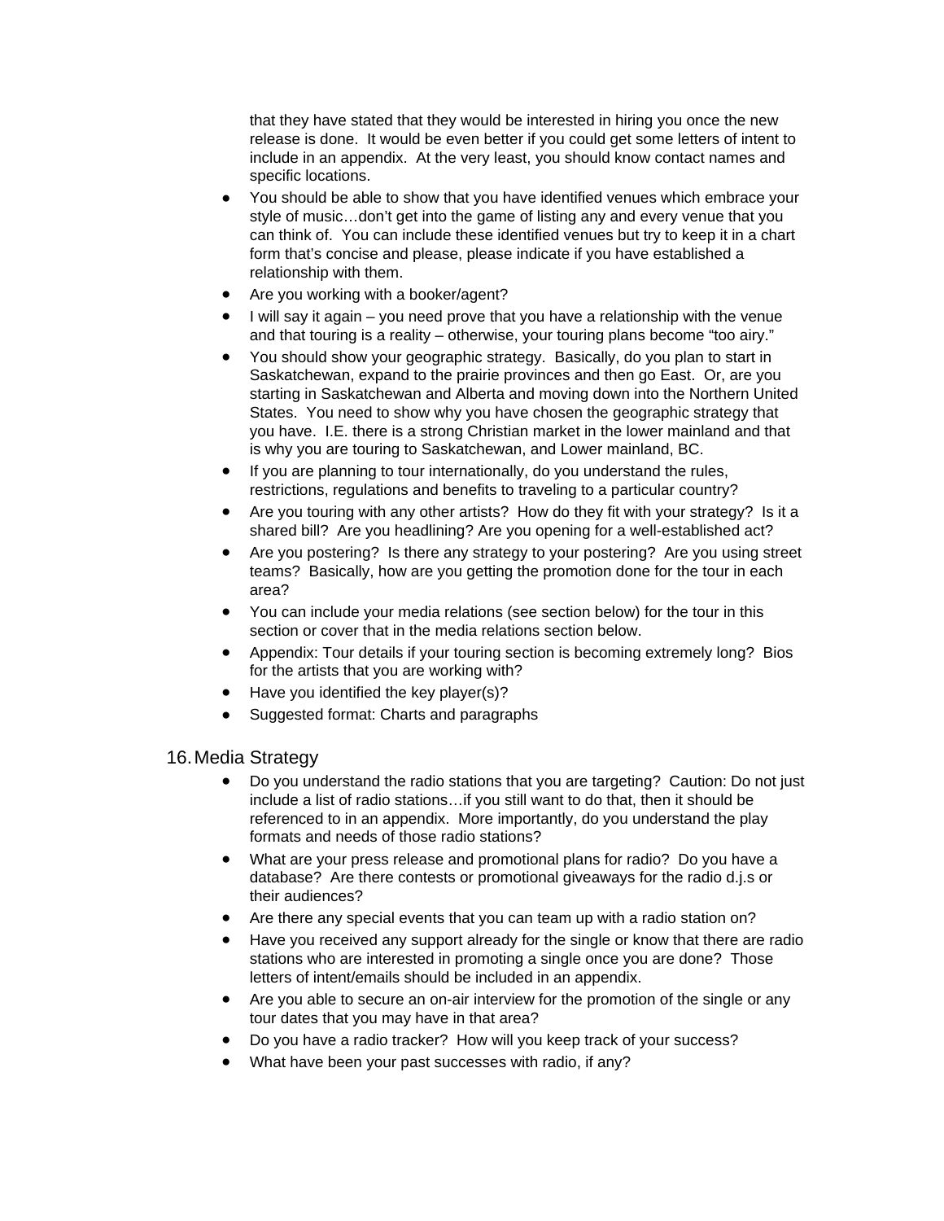that they have stated that they would be interested in hiring you once the new release is done. It would be even better if you could get some letters of intent to include in an appendix. At the very least, you should know contact names and specific locations.

- You should be able to show that you have identified venues which embrace your style of music…don't get into the game of listing any and every venue that you can think of. You can include these identified venues but try to keep it in a chart form that's concise and please, please indicate if you have established a relationship with them.
- Are you working with a booker/agent?
- I will say it again – you need prove that you have a relationship with the venue and that touring is a reality – otherwise, your touring plans become "too airy."
- You should show your geographic strategy. Basically, do you plan to start in Saskatchewan, expand to the prairie provinces and then go East. Or, are you starting in Saskatchewan and Alberta and moving down into the Northern United States. You need to show why you have chosen the geographic strategy that you have. I.E. there is a strong Christian market in the lower mainland and that is why you are touring to Saskatchewan, and Lower mainland, BC.
- If you are planning to tour internationally, do you understand the rules, restrictions, regulations and benefits to traveling to a particular country?
- Are you touring with any other artists? How do they fit with your strategy? Is it a shared bill? Are you headlining? Are you opening for a well-established act?
- Are you postering? Is there any strategy to your postering? Are you using street teams? Basically, how are you getting the promotion done for the tour in each area?
- You can include your media relations (see section below) for the tour in this section or cover that in the media relations section below.
- Appendix: Tour details if your touring section is becoming extremely long? Bios for the artists that you are working with?
- Have you identified the key player(s)?
- Suggested format: Charts and paragraphs

## 16. Media Strategy

- Do you understand the radio stations that you are targeting? Caution: Do not just include a list of radio stations…if you still want to do that, then it should be referenced to in an appendix. More importantly, do you understand the play formats and needs of those radio stations?
- What are your press release and promotional plans for radio? Do you have a database? Are there contests or promotional giveaways for the radio d.j.s or their audiences?
- Are there any special events that you can team up with a radio station on?
- Have you received any support already for the single or know that there are radio stations who are interested in promoting a single once you are done? Those letters of intent/emails should be included in an appendix.
- Are you able to secure an on-air interview for the promotion of the single or any tour dates that you may have in that area?
- Do you have a radio tracker? How will you keep track of your success?
- What have been your past successes with radio, if any?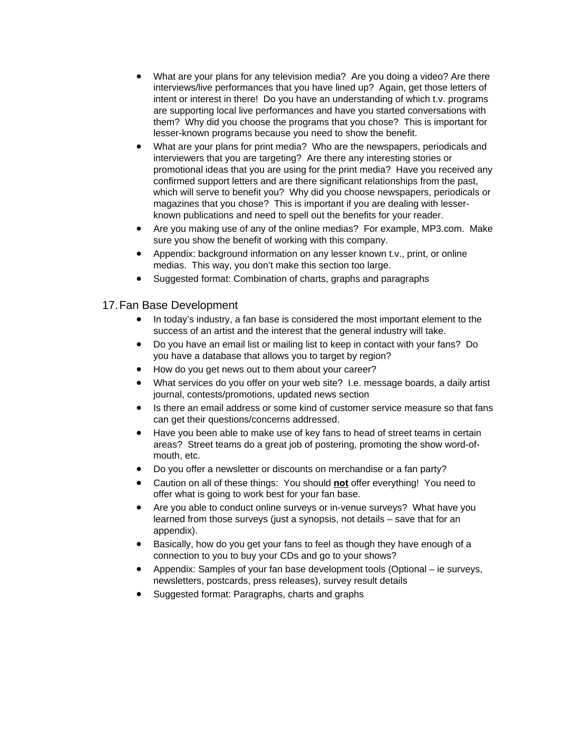- What are your plans for any television media? Are you doing a video? Are there interviews/live performances that you have lined up? Again, get those letters of intent or interest in there! Do you have an understanding of which t.v. programs are supporting local live performances and have you started conversations with them? Why did you choose the programs that you chose? This is important for lesser-known programs because you need to show the benefit.
- What are your plans for print media? Who are the newspapers, periodicals and interviewers that you are targeting? Are there any interesting stories or promotional ideas that you are using for the print media? Have you received any confirmed support letters and are there significant relationships from the past, which will serve to benefit you? Why did you choose newspapers, periodicals or magazines that you chose? This is important if you are dealing with lesser-known publications and need to spell out the benefits for your reader.
- Are you making use of any of the online medias? For example, MP3.com. Make sure you show the benefit of working with this company.
- Appendix: background information on any lesser known t.v., print, or online medias. This way, you don't make this section too large.
- Suggested format: Combination of charts, graphs and paragraphs

## 17. Fan Base Development

- In today's industry, a fan base is considered the most important element to the success of an artist and the interest that the general industry will take.
- Do you have an email list or mailing list to keep in contact with your fans? Do you have a database that allows you to target by region?
- How do you get news out to them about your career?
- What services do you offer on your web site? I.e. message boards, a daily artist journal, contests/promotions, updated news section
- Is there an email address or some kind of customer service measure so that fans can get their questions/concerns addressed.
- Have you been able to make use of key fans to head of street teams in certain areas? Street teams do a great job of postering, promoting the show word-of-mouth, etc.
- Do you offer a newsletter or discounts on merchandise or a fan party?
- Caution on all of these things: You should **not** offer everything! You need to offer what is going to work best for your fan base.
- Are you able to conduct online surveys or in-venue surveys? What have you learned from those surveys (just a synopsis, not details – save that for an appendix).
- Basically, how do you get your fans to feel as though they have enough of a connection to you to buy your CDs and go to your shows?
- Appendix: Samples of your fan base development tools (Optional – ie surveys, newsletters, postcards, press releases), survey result details
- Suggested format: Paragraphs, charts and graphs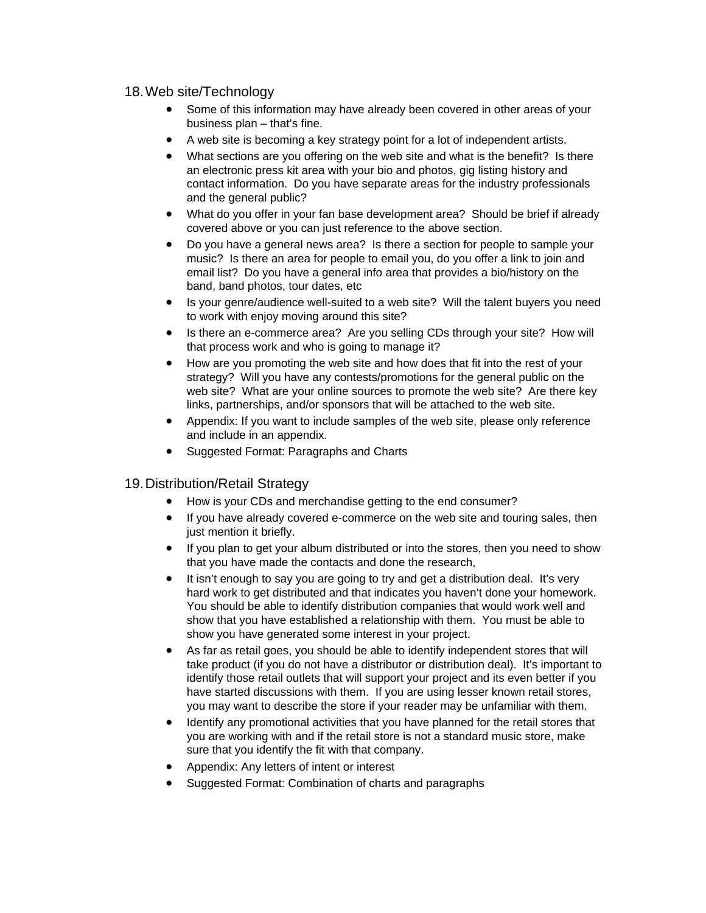18. Web site/Technology

- Some of this information may have already been covered in other areas of your business plan – that's fine.
- A web site is becoming a key strategy point for a lot of independent artists.
- What sections are you offering on the web site and what is the benefit? Is there an electronic press kit area with your bio and photos, gig listing history and contact information. Do you have separate areas for the industry professionals and the general public?
- What do you offer in your fan base development area? Should be brief if already covered above or you can just reference to the above section.
- Do you have a general news area? Is there a section for people to sample your music? Is there an area for people to email you, do you offer a link to join and email list? Do you have a general info area that provides a bio/history on the band, band photos, tour dates, etc
- Is your genre/audience well-suited to a web site? Will the talent buyers you need to work with enjoy moving around this site?
- Is there an e-commerce area? Are you selling CDs through your site? How will that process work and who is going to manage it?
- How are you promoting the web site and how does that fit into the rest of your strategy? Will you have any contests/promotions for the general public on the web site? What are your online sources to promote the web site? Are there key links, partnerships, and/or sponsors that will be attached to the web site.
- Appendix: If you want to include samples of the web site, please only reference and include in an appendix.
- Suggested Format: Paragraphs and Charts

19. Distribution/Retail Strategy

- How is your CDs and merchandise getting to the end consumer?
- If you have already covered e-commerce on the web site and touring sales, then just mention it briefly.
- If you plan to get your album distributed or into the stores, then you need to show that you have made the contacts and done the research,
- It isn't enough to say you are going to try and get a distribution deal. It's very hard work to get distributed and that indicates you haven't done your homework. You should be able to identify distribution companies that would work well and show that you have established a relationship with them. You must be able to show you have generated some interest in your project.
- As far as retail goes, you should be able to identify independent stores that will take product (if you do not have a distributor or distribution deal). It's important to identify those retail outlets that will support your project and its even better if you have started discussions with them. If you are using lesser known retail stores, you may want to describe the store if your reader may be unfamiliar with them.
- Identify any promotional activities that you have planned for the retail stores that you are working with and if the retail store is not a standard music store, make sure that you identify the fit with that company.
- Appendix: Any letters of intent or interest
- Suggested Format: Combination of charts and paragraphs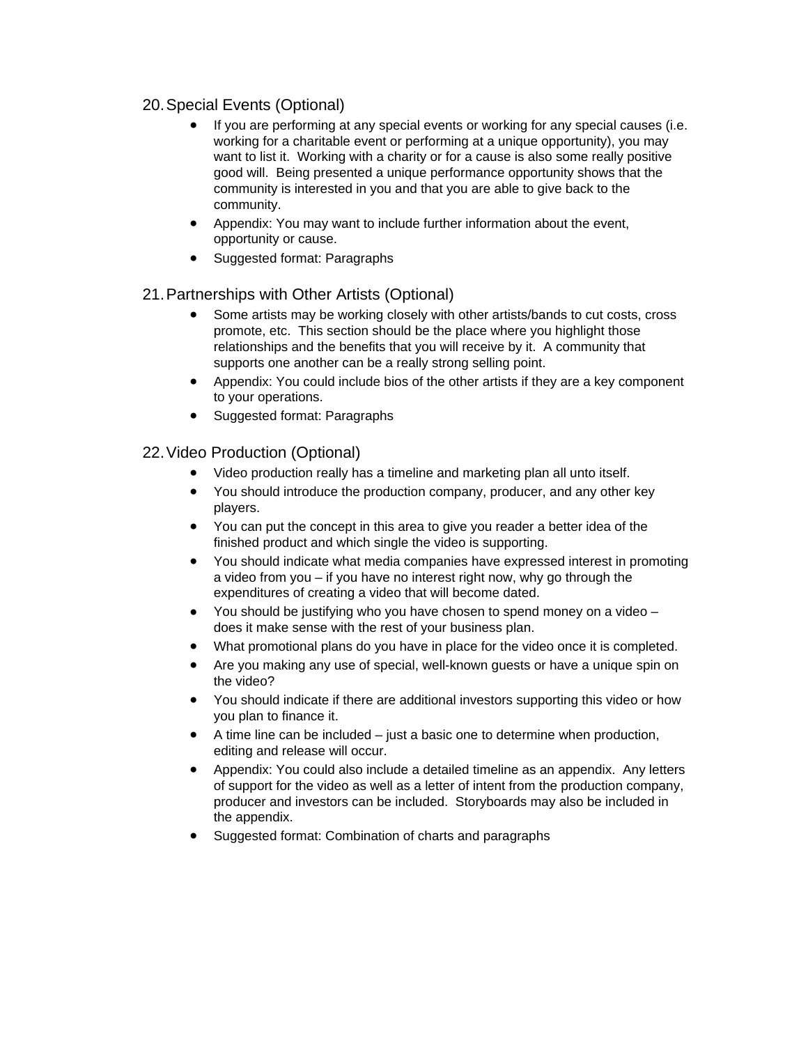20. Special Events (Optional)

- If you are performing at any special events or working for any special causes (i.e. working for a charitable event or performing at a unique opportunity), you may want to list it. Working with a charity or for a cause is also some really positive good will. Being presented a unique performance opportunity shows that the community is interested in you and that you are able to give back to the community.
- Appendix: You may want to include further information about the event, opportunity or cause.
- Suggested format: Paragraphs

21. Partnerships with Other Artists (Optional)

- Some artists may be working closely with other artists/bands to cut costs, cross promote, etc. This section should be the place where you highlight those relationships and the benefits that you will receive by it. A community that supports one another can be a really strong selling point.
- Appendix: You could include bios of the other artists if they are a key component to your operations.
- Suggested format: Paragraphs

22. Video Production (Optional)

- Video production really has a timeline and marketing plan all unto itself.
- You should introduce the production company, producer, and any other key players.
- You can put the concept in this area to give you reader a better idea of the finished product and which single the video is supporting.
- You should indicate what media companies have expressed interest in promoting a video from you – if you have no interest right now, why go through the expenditures of creating a video that will become dated.
- You should be justifying who you have chosen to spend money on a video – does it make sense with the rest of your business plan.
- What promotional plans do you have in place for the video once it is completed.
- Are you making any use of special, well-known guests or have a unique spin on the video?
- You should indicate if there are additional investors supporting this video or how you plan to finance it.
- A time line can be included – just a basic one to determine when production, editing and release will occur.
- Appendix: You could also include a detailed timeline as an appendix. Any letters of support for the video as well as a letter of intent from the production company, producer and investors can be included. Storyboards may also be included in the appendix.
- Suggested format: Combination of charts and paragraphs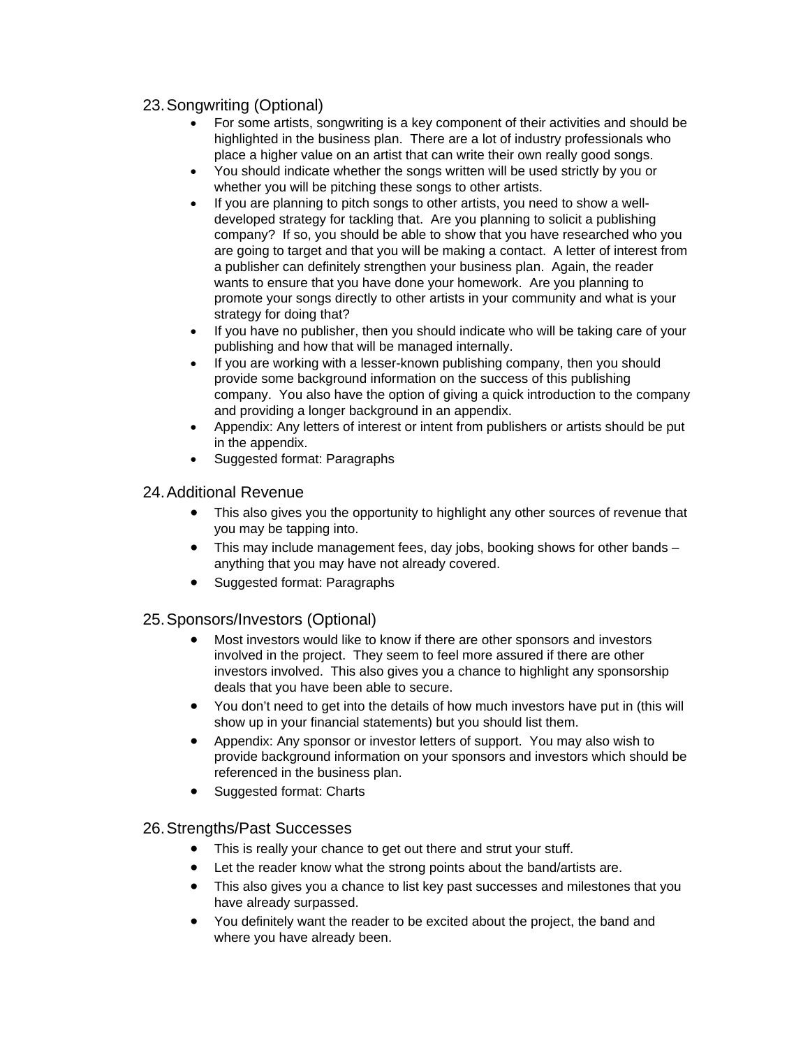## 23. Songwriting (Optional)

- For some artists, songwriting is a key component of their activities and should be highlighted in the business plan. There are a lot of industry professionals who place a higher value on an artist that can write their own really good songs.
- You should indicate whether the songs written will be used strictly by you or whether you will be pitching these songs to other artists.
- If you are planning to pitch songs to other artists, you need to show a well-developed strategy for tackling that. Are you planning to solicit a publishing company? If so, you should be able to show that you have researched who you are going to target and that you will be making a contact. A letter of interest from a publisher can definitely strengthen your business plan. Again, the reader wants to ensure that you have done your homework. Are you planning to promote your songs directly to other artists in your community and what is your strategy for doing that?
- If you have no publisher, then you should indicate who will be taking care of your publishing and how that will be managed internally.
- If you are working with a lesser-known publishing company, then you should provide some background information on the success of this publishing company. You also have the option of giving a quick introduction to the company and providing a longer background in an appendix.
- Appendix: Any letters of interest or intent from publishers or artists should be put in the appendix.
- Suggested format: Paragraphs

## 24. Additional Revenue

- This also gives you the opportunity to highlight any other sources of revenue that you may be tapping into.
- This may include management fees, day jobs, booking shows for other bands – anything that you may have not already covered.
- Suggested format: Paragraphs

## 25. Sponsors/Investors (Optional)

- Most investors would like to know if there are other sponsors and investors involved in the project. They seem to feel more assured if there are other investors involved. This also gives you a chance to highlight any sponsorship deals that you have been able to secure.
- You don't need to get into the details of how much investors have put in (this will show up in your financial statements) but you should list them.
- Appendix: Any sponsor or investor letters of support. You may also wish to provide background information on your sponsors and investors which should be referenced in the business plan.
- Suggested format: Charts

## 26. Strengths/Past Successes

- This is really your chance to get out there and strut your stuff.
- Let the reader know what the strong points about the band/artists are.
- This also gives you a chance to list key past successes and milestones that you have already surpassed.
- You definitely want the reader to be excited about the project, the band and where you have already been.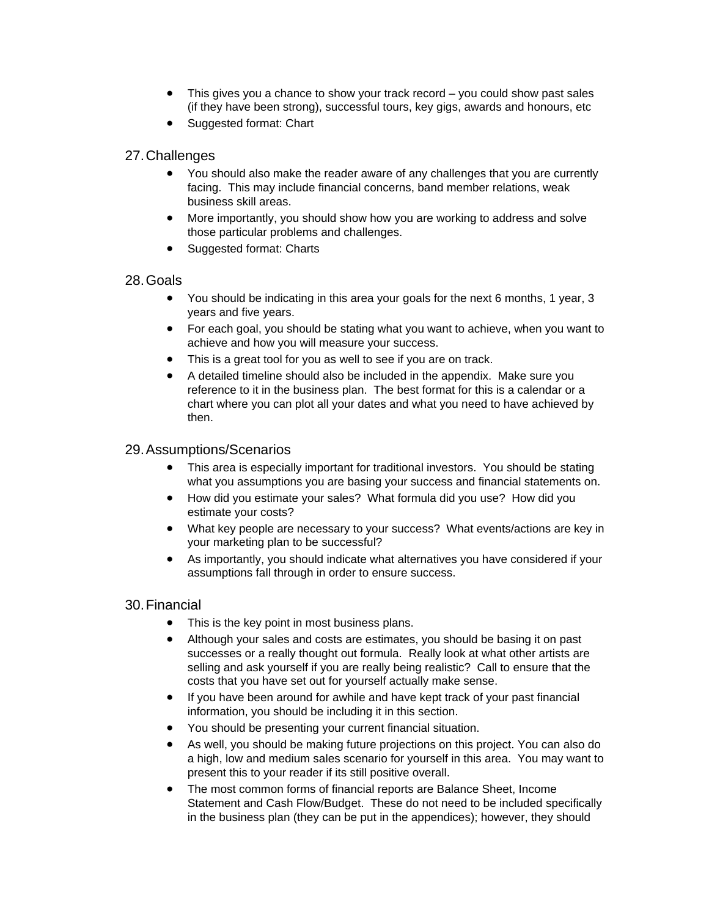- This gives you a chance to show your track record – you could show past sales (if they have been strong), successful tours, key gigs, awards and honours, etc
- Suggested format: Chart

## 27. Challenges

- You should also make the reader aware of any challenges that you are currently facing. This may include financial concerns, band member relations, weak business skill areas.
- More importantly, you should show how you are working to address and solve those particular problems and challenges.
- Suggested format: Charts

## 28. Goals

- You should be indicating in this area your goals for the next 6 months, 1 year, 3 years and five years.
- For each goal, you should be stating what you want to achieve, when you want to achieve and how you will measure your success.
- This is a great tool for you as well to see if you are on track.
- A detailed timeline should also be included in the appendix. Make sure you reference to it in the business plan. The best format for this is a calendar or a chart where you can plot all your dates and what you need to have achieved by then.

## 29. Assumptions/Scenarios

- This area is especially important for traditional investors. You should be stating what you assumptions you are basing your success and financial statements on.
- How did you estimate your sales? What formula did you use? How did you estimate your costs?
- What key people are necessary to your success? What events/actions are key in your marketing plan to be successful?
- As importantly, you should indicate what alternatives you have considered if your assumptions fall through in order to ensure success.

## 30. Financial

- This is the key point in most business plans.
- Although your sales and costs are estimates, you should be basing it on past successes or a really thought out formula. Really look at what other artists are selling and ask yourself if you are really being realistic? Call to ensure that the costs that you have set out for yourself actually make sense.
- If you have been around for awhile and have kept track of your past financial information, you should be including it in this section.
- You should be presenting your current financial situation.
- As well, you should be making future projections on this project. You can also do a high, low and medium sales scenario for yourself in this area. You may want to present this to your reader if its still positive overall.
- The most common forms of financial reports are Balance Sheet, Income Statement and Cash Flow/Budget. These do not need to be included specifically in the business plan (they can be put in the appendices); however, they should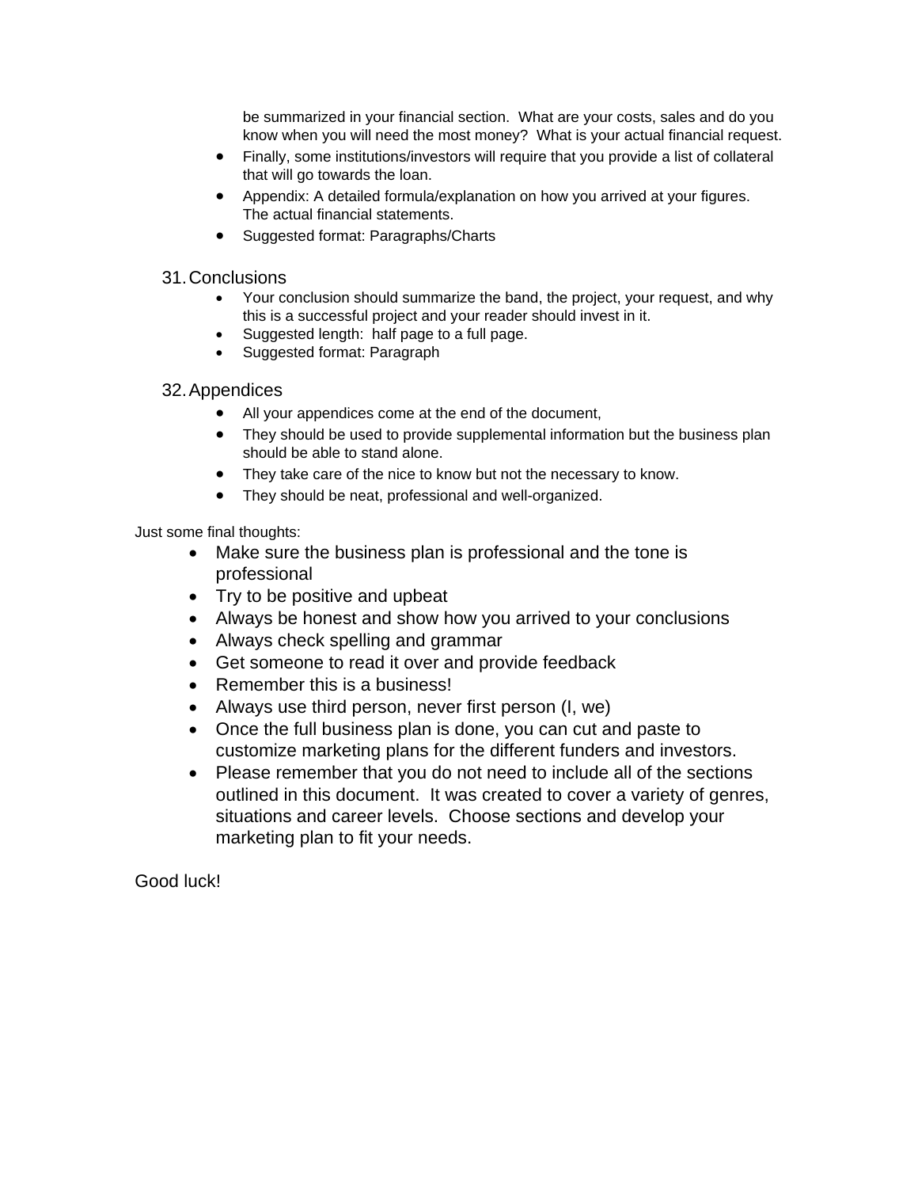be summarized in your financial section. What are your costs, sales and do you know when you will need the most money? What is your actual financial request.

- Finally, some institutions/investors will require that you provide a list of collateral that will go towards the loan.
- Appendix: A detailed formula/explanation on how you arrived at your figures. The actual financial statements.
- Suggested format: Paragraphs/Charts

31. Conclusions
    - Your conclusion should summarize the band, the project, your request, and why this is a successful project and your reader should invest in it.
    - Suggested length: half page to a full page.
    - Suggested format: Paragraph

32. Appendices
    - All your appendices come at the end of the document,
    - They should be used to provide supplemental information but the business plan should be able to stand alone.
    - They take care of the nice to know but not the necessary to know.
    - They should be neat, professional and well-organized.

Just some final thoughts:

- Make sure the business plan is professional and the tone is professional
- Try to be positive and upbeat
- Always be honest and show how you arrived to your conclusions
- Always check spelling and grammar
- Get someone to read it over and provide feedback
- Remember this is a business!
- Always use third person, never first person (I, we)
- Once the full business plan is done, you can cut and paste to customize marketing plans for the different funders and investors.
- Please remember that you do not need to include all of the sections outlined in this document. It was created to cover a variety of genres, situations and career levels. Choose sections and develop your marketing plan to fit your needs.

Good luck!